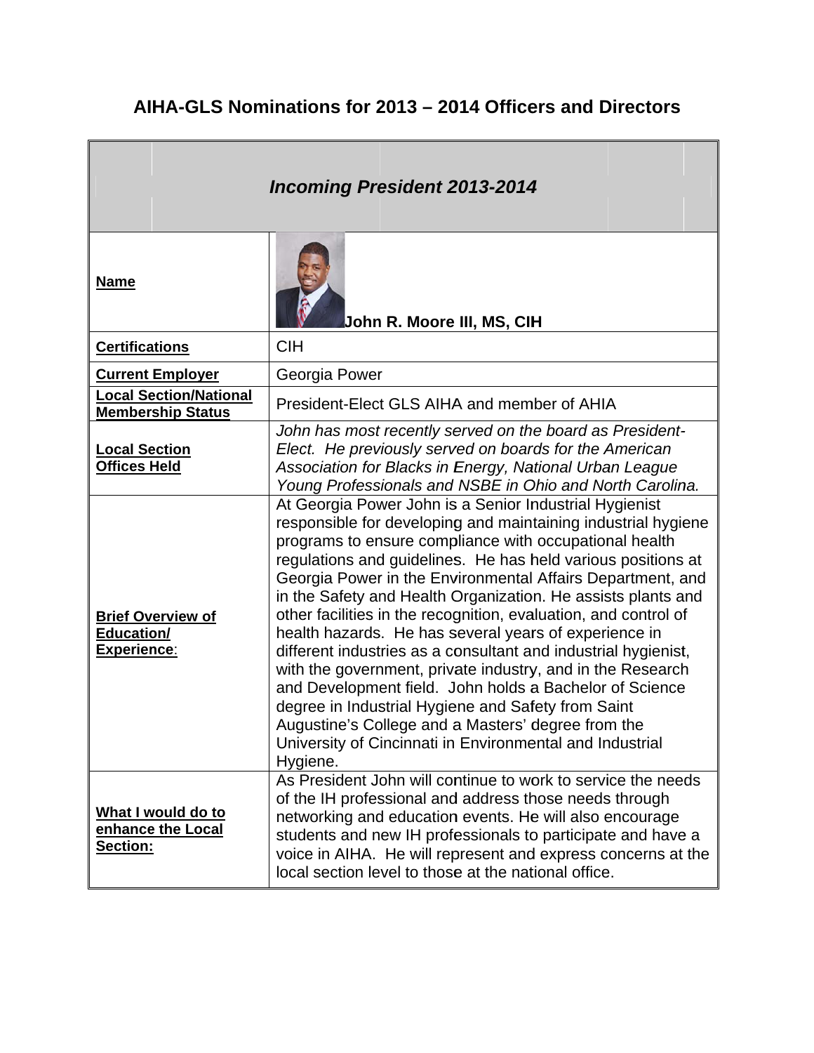# AIHA-GLS Nominations for 2013 – 2014 Officers and Directors

| *Incoming President 2013-2014* | |
|---|---|
| **Name** | **John R. Moore III, MS, CIH** |
| **Certifications** | CIH |
| **Current Employer** | Georgia Power |
| **Local Section/National Membership Status** | President-Elect GLS AIHA and member of AHIA |
| **Local Section Offices Held** | *John has most recently served on the board as President-Elect. He previously served on boards for the American Association for Blacks in Energy, National Urban League Young Professionals and NSBE in Ohio and North Carolina.* |
| **Brief Overview of Education/ Experience**: | At Georgia Power John is a Senior Industrial Hygienist responsible for developing and maintaining industrial hygiene programs to ensure compliance with occupational health regulations and guidelines. He has held various positions at Georgia Power in the Environmental Affairs Department, and in the Safety and Health Organization. He assists plants and other facilities in the recognition, evaluation, and control of health hazards. He has several years of experience in different industries as a consultant and industrial hygienist, with the government, private industry, and in the Research and Development field. John holds a Bachelor of Science degree in Industrial Hygiene and Safety from Saint Augustine's College and a Masters' degree from the University of Cincinnati in Environmental and Industrial Hygiene. |
| **What I would do to enhance the Local Section:** | As President John will continue to work to service the needs of the IH professional and address those needs through networking and education events. He will also encourage students and new IH professionals to participate and have a voice in AIHA. He will represent and express concerns at the local section level to those at the national office. |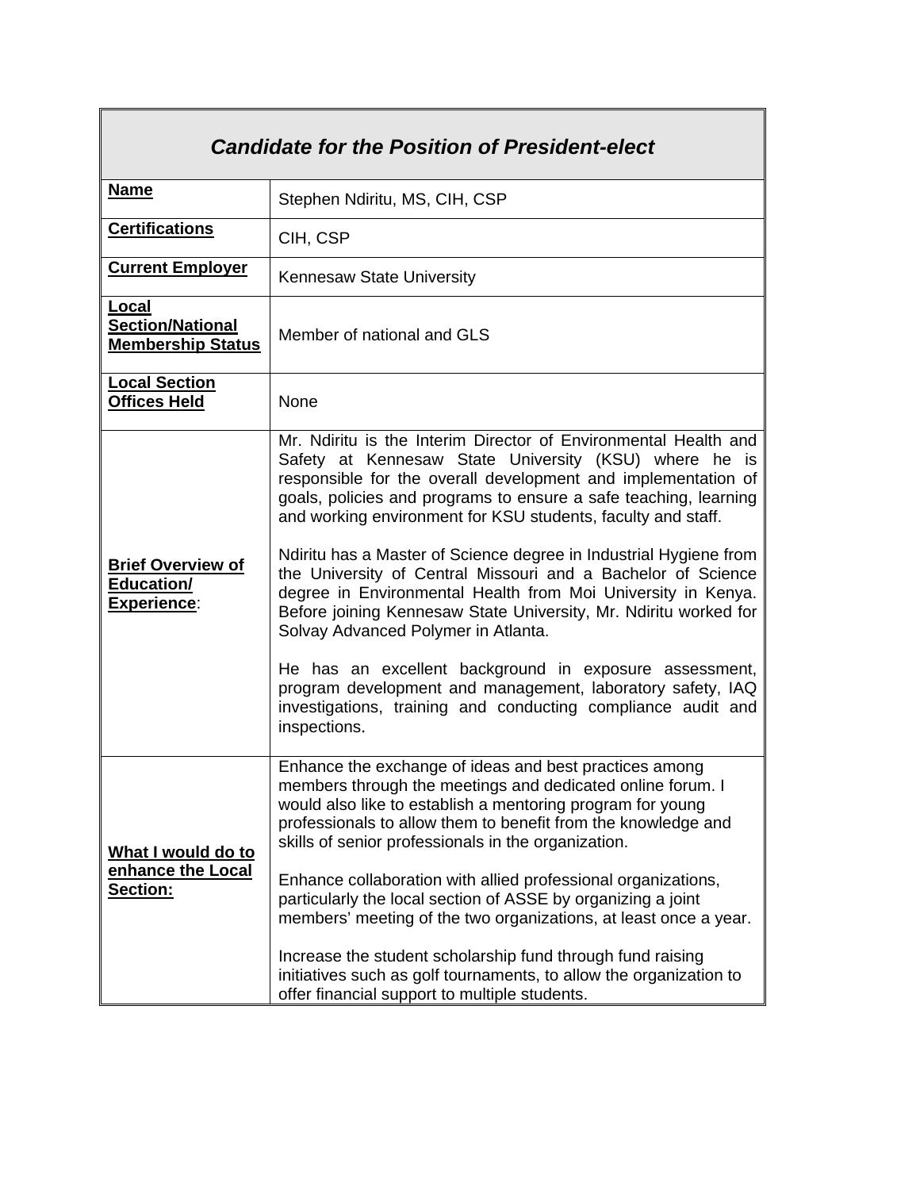| ***Candidate for the Position of President-elect*** | |
|---|---|
| **Name** | Stephen Ndiritu, MS, CIH, CSP |
| **Certifications** | CIH, CSP |
| **Current Employer** | Kennesaw State University |
| **Local Section/National Membership Status** | Member of national and GLS |
| **Local Section Offices Held** | None |
| **Brief Overview of Education/ Experience**: | Mr. Ndiritu is the Interim Director of Environmental Health and Safety at Kennesaw State University (KSU) where he is responsible for the overall development and implementation of goals, policies and programs to ensure a safe teaching, learning and working environment for KSU students, faculty and staff.<br><br>Ndiritu has a Master of Science degree in Industrial Hygiene from the University of Central Missouri and a Bachelor of Science degree in Environmental Health from Moi University in Kenya. Before joining Kennesaw State University, Mr. Ndiritu worked for Solvay Advanced Polymer in Atlanta.<br><br>He has an excellent background in exposure assessment, program development and management, laboratory safety, IAQ investigations, training and conducting compliance audit and inspections. |
| **What I would do to enhance the Local Section:** | Enhance the exchange of ideas and best practices among members through the meetings and dedicated online forum. I would also like to establish a mentoring program for young professionals to allow them to benefit from the knowledge and skills of senior professionals in the organization.<br><br>Enhance collaboration with allied professional organizations, particularly the local section of ASSE by organizing a joint members' meeting of the two organizations, at least once a year.<br><br>Increase the student scholarship fund through fund raising initiatives such as golf tournaments, to allow the organization to offer financial support to multiple students. |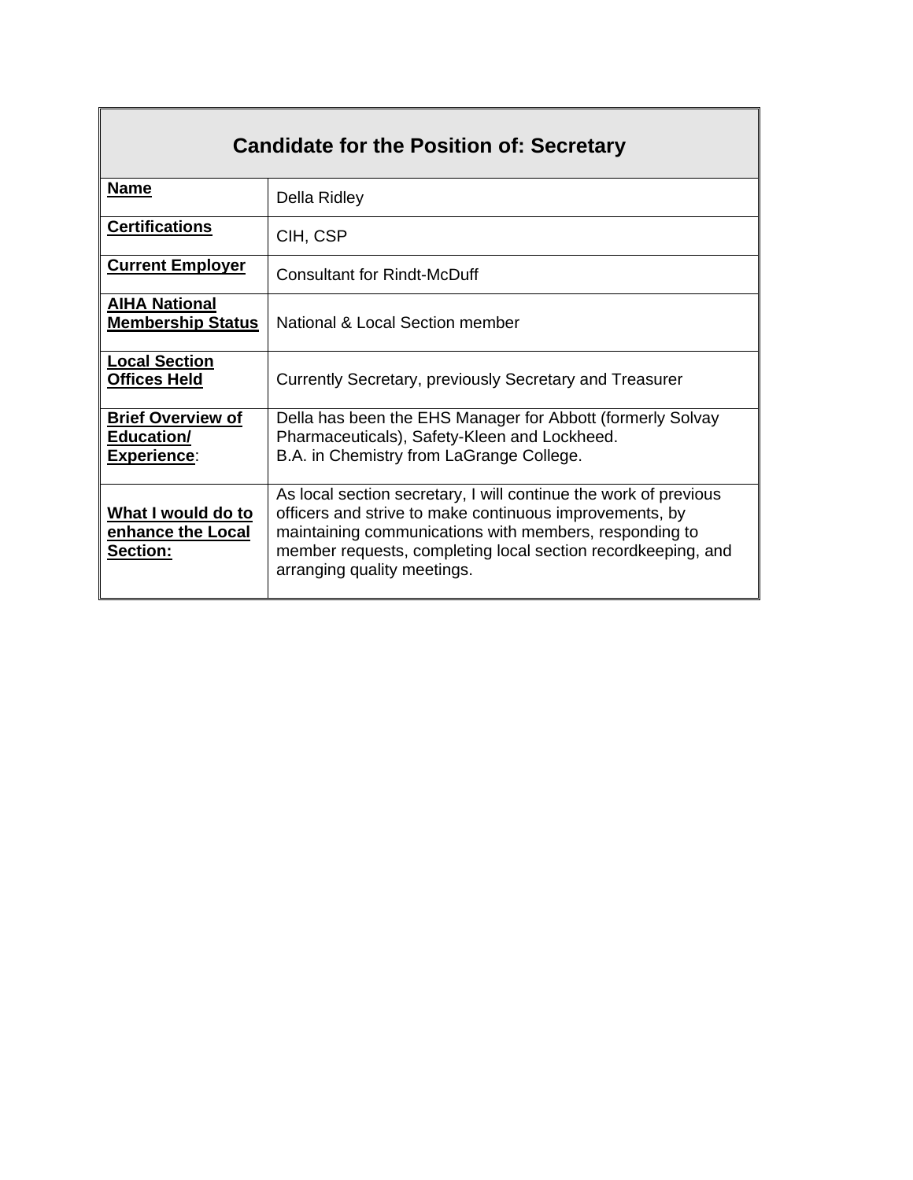| Candidate for the Position of: Secretary | |
|---|---|
| **Name** | Della Ridley |
| **Certifications** | CIH, CSP |
| **Current Employer** | Consultant for Rindt-McDuff |
| **AIHA National Membership Status** | National & Local Section member |
| **Local Section Offices Held** | Currently Secretary, previously Secretary and Treasurer |
| **Brief Overview of Education/ Experience**: | Della has been the EHS Manager for Abbott (formerly Solvay Pharmaceuticals), Safety-Kleen and Lockheed.<br>B.A. in Chemistry from LaGrange College. |
| **What I would do to enhance the Local Section:** | As local section secretary, I will continue the work of previous officers and strive to make continuous improvements, by maintaining communications with members, responding to member requests, completing local section recordkeeping, and arranging quality meetings. |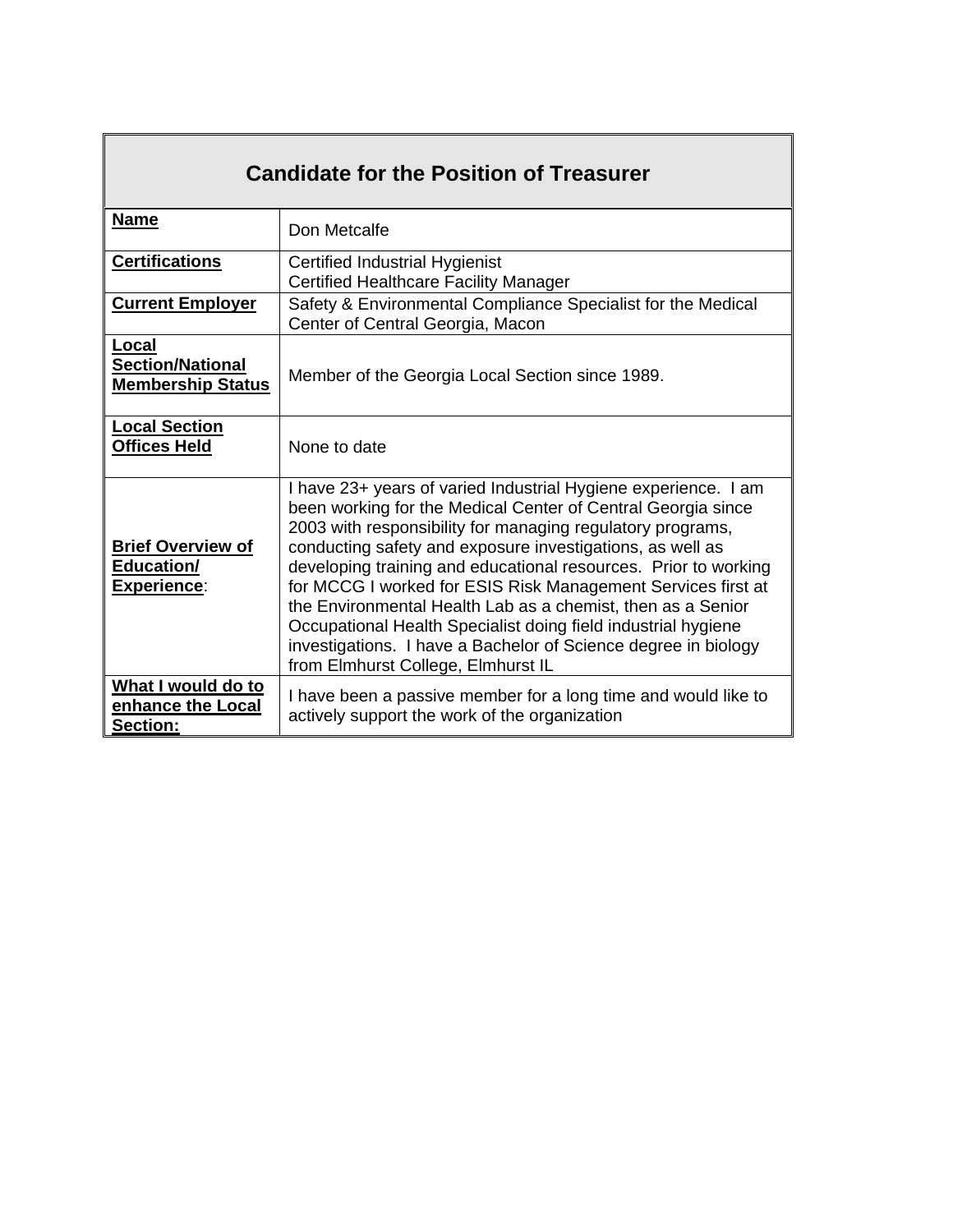| Candidate for the Position of Treasurer | |
|---|---|
| **Name** | Don Metcalfe |
| **Certifications** | Certified Industrial Hygienist<br>Certified Healthcare Facility Manager |
| **Current Employer** | Safety & Environmental Compliance Specialist for the Medical Center of Central Georgia, Macon |
| **Local Section/National Membership Status** | Member of the Georgia Local Section since 1989. |
| **Local Section Offices Held** | None to date |
| **Brief Overview of Education/ Experience**: | I have 23+ years of varied Industrial Hygiene experience. I am been working for the Medical Center of Central Georgia since 2003 with responsibility for managing regulatory programs, conducting safety and exposure investigations, as well as developing training and educational resources. Prior to working for MCCG I worked for ESIS Risk Management Services first at the Environmental Health Lab as a chemist, then as a Senior Occupational Health Specialist doing field industrial hygiene investigations. I have a Bachelor of Science degree in biology from Elmhurst College, Elmhurst IL |
| **What I would do to enhance the Local Section:** | I have been a passive member for a long time and would like to actively support the work of the organization |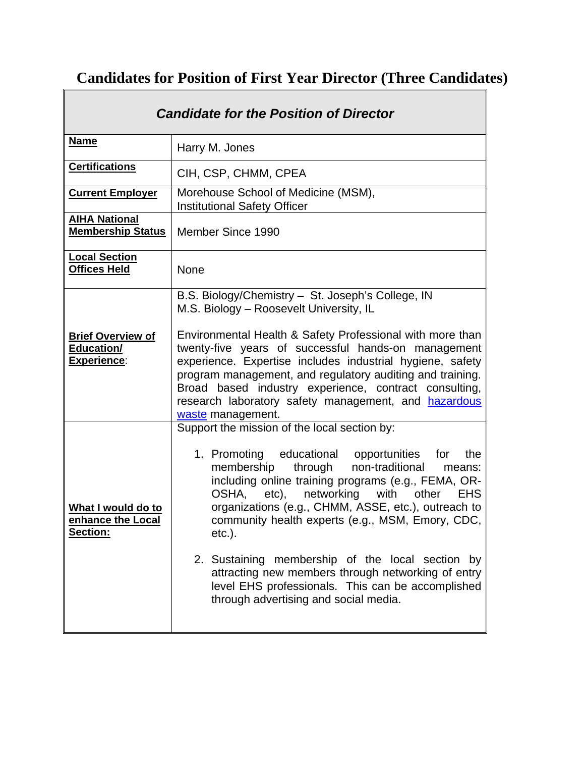# Candidates for Position of First Year Director (Three Candidates)

| *Candidate for the Position of Director* | |
|---|---|
| **Name** | Harry M. Jones |
| **Certifications** | CIH, CSP, CHMM, CPEA |
| **Current Employer** | Morehouse School of Medicine (MSM), Institutional Safety Officer |
| **AIHA National Membership Status** | Member Since 1990 |
| **Local Section Offices Held** | None |
| **Brief Overview of Education/ Experience**: | B.S. Biology/Chemistry – St. Joseph's College, IN<br>M.S. Biology – Roosevelt University, IL<br><br>Environmental Health & Safety Professional with more than twenty-five years of successful hands-on management experience. Expertise includes industrial hygiene, safety program management, and regulatory auditing and training. Broad based industry experience, contract consulting, research laboratory safety management, and hazardous waste management. |
| **What I would do to enhance the Local Section:** | Support the mission of the local section by:<br><br>1. Promoting educational opportunities for the membership through non-traditional means: including online training programs (e.g., FEMA, OR-OSHA, etc), networking with other EHS organizations (e.g., CHMM, ASSE, etc.), outreach to community health experts (e.g., MSM, Emory, CDC, etc.).<br><br>2. Sustaining membership of the local section by attracting new members through networking of entry level EHS professionals. This can be accomplished through advertising and social media. |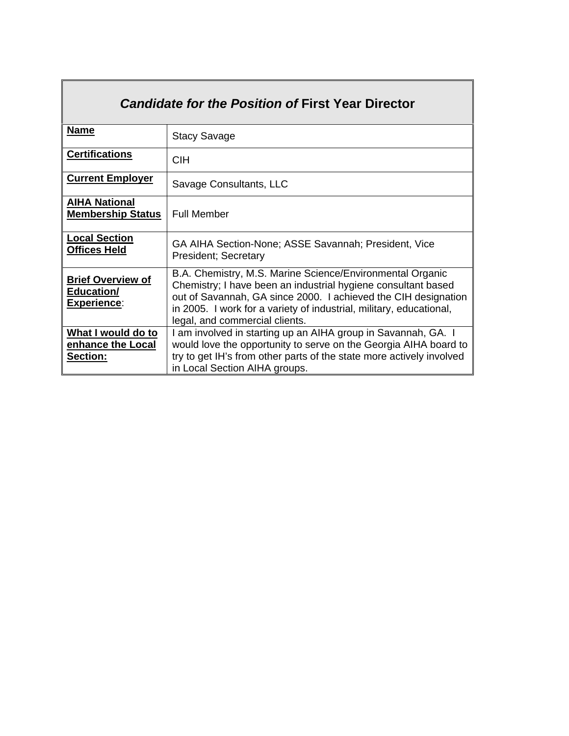| *Candidate for the Position of* **First Year Director** | |
|---|---|
| **Name** | Stacy Savage |
| **Certifications** | CIH |
| **Current Employer** | Savage Consultants, LLC |
| **AIHA National Membership Status** | Full Member |
| **Local Section Offices Held** | GA AIHA Section-None; ASSE Savannah; President, Vice President; Secretary |
| **Brief Overview of Education/ Experience**: | B.A. Chemistry, M.S. Marine Science/Environmental Organic Chemistry; I have been an industrial hygiene consultant based out of Savannah, GA since 2000. I achieved the CIH designation in 2005. I work for a variety of industrial, military, educational, legal, and commercial clients. |
| **What I would do to enhance the Local Section:** | I am involved in starting up an AIHA group in Savannah, GA. I would love the opportunity to serve on the Georgia AIHA board to try to get IH's from other parts of the state more actively involved in Local Section AIHA groups. |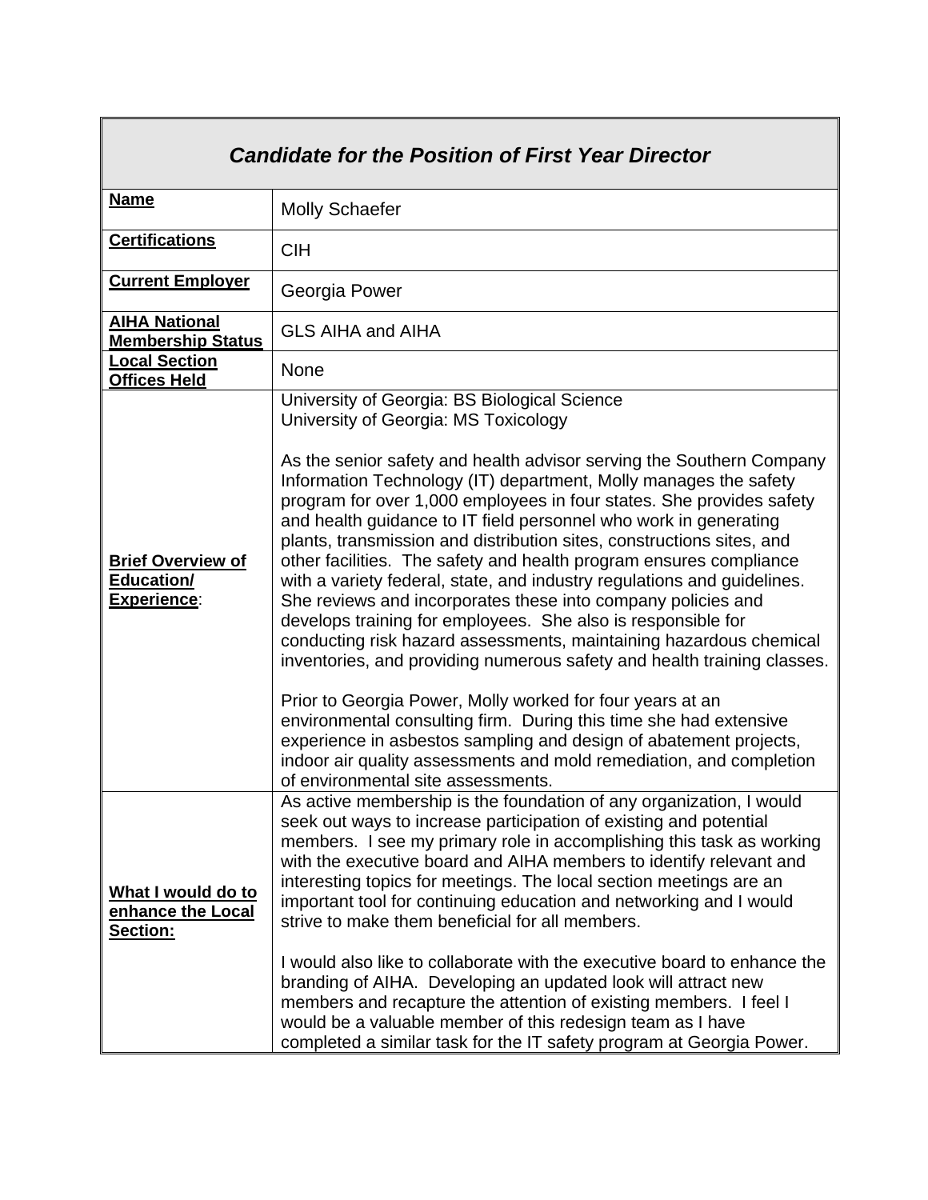| Candidate for the Position of First Year Director | |
|---|---|
| **Name** | Molly Schaefer |
| **Certifications** | CIH |
| **Current Employer** | Georgia Power |
| **AIHA National Membership Status** | GLS AIHA and AIHA |
| **Local Section Offices Held** | None |
| **Brief Overview of Education/ Experience**: | University of Georgia: BS Biological Science<br>University of Georgia: MS Toxicology<br><br>As the senior safety and health advisor serving the Southern Company Information Technology (IT) department, Molly manages the safety program for over 1,000 employees in four states. She provides safety and health guidance to IT field personnel who work in generating plants, transmission and distribution sites, constructions sites, and other facilities. The safety and health program ensures compliance with a variety federal, state, and industry regulations and guidelines. She reviews and incorporates these into company policies and develops training for employees. She also is responsible for conducting risk hazard assessments, maintaining hazardous chemical inventories, and providing numerous safety and health training classes.<br><br>Prior to Georgia Power, Molly worked for four years at an environmental consulting firm. During this time she had extensive experience in asbestos sampling and design of abatement projects, indoor air quality assessments and mold remediation, and completion of environmental site assessments. |
| **What I would do to enhance the Local Section:** | As active membership is the foundation of any organization, I would seek out ways to increase participation of existing and potential members. I see my primary role in accomplishing this task as working with the executive board and AIHA members to identify relevant and interesting topics for meetings. The local section meetings are an important tool for continuing education and networking and I would strive to make them beneficial for all members.<br><br>I would also like to collaborate with the executive board to enhance the branding of AIHA. Developing an updated look will attract new members and recapture the attention of existing members. I feel I would be a valuable member of this redesign team as I have completed a similar task for the IT safety program at Georgia Power. |